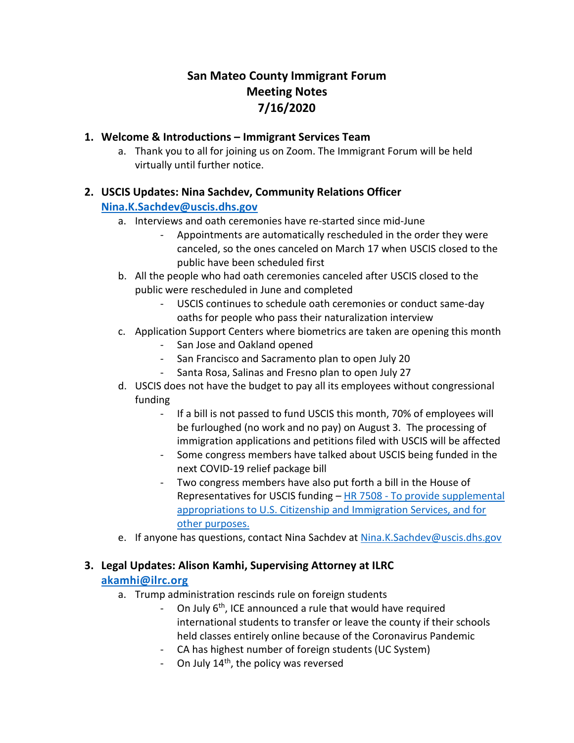# San Mateo County Immigrant Forum
# Meeting Notes
# 7/16/2020

1. **Welcome & Introductions – Immigrant Services Team**
   a. Thank you to all for joining us on Zoom. The Immigrant Forum will be held virtually until further notice.

2. **USCIS Updates: Nina Sachdev, Community Relations Officer**
   **[Nina.K.Sachdev@uscis.dhs.gov](mailto:Nina.K.Sachdev@uscis.dhs.gov)**
   a. Interviews and oath ceremonies have re-started since mid-June
      - Appointments are automatically rescheduled in the order they were canceled, so the ones canceled on March 17 when USCIS closed to the public have been scheduled first
   
   b. All the people who had oath ceremonies canceled after USCIS closed to the public were rescheduled in June and completed
      - USCIS continues to schedule oath ceremonies or conduct same-day oaths for people who pass their naturalization interview
   
   c. Application Support Centers where biometrics are taken are opening this month
      - San Jose and Oakland opened
      - San Francisco and Sacramento plan to open July 20
      - Santa Rosa, Salinas and Fresno plan to open July 27
   
   d. USCIS does not have the budget to pay all its employees without congressional funding
      - If a bill is not passed to fund USCIS this month, 70% of employees will be furloughed (no work and no pay) on August 3. The processing of immigration applications and petitions filed with USCIS will be affected
      - Some congress members have talked about USCIS being funded in the next COVID-19 relief package bill
      - Two congress members have also put forth a bill in the House of Representatives for USCIS funding – HR 7508 - To provide supplemental appropriations to U.S. Citizenship and Immigration Services, and for other purposes.
   
   e. If anyone has questions, contact Nina Sachdev at [Nina.K.Sachdev@uscis.dhs.gov](mailto:Nina.K.Sachdev@uscis.dhs.gov)

3. **Legal Updates: Alison Kamhi, Supervising Attorney at ILRC**
   **[akamhi@ilrc.org](mailto:akamhi@ilrc.org)**
   a. Trump administration rescinds rule on foreign students
      - On July 6th, ICE announced a rule that would have required international students to transfer or leave the county if their schools held classes entirely online because of the Coronavirus Pandemic
      - CA has highest number of foreign students (UC System)
      - On July 14th, the policy was reversed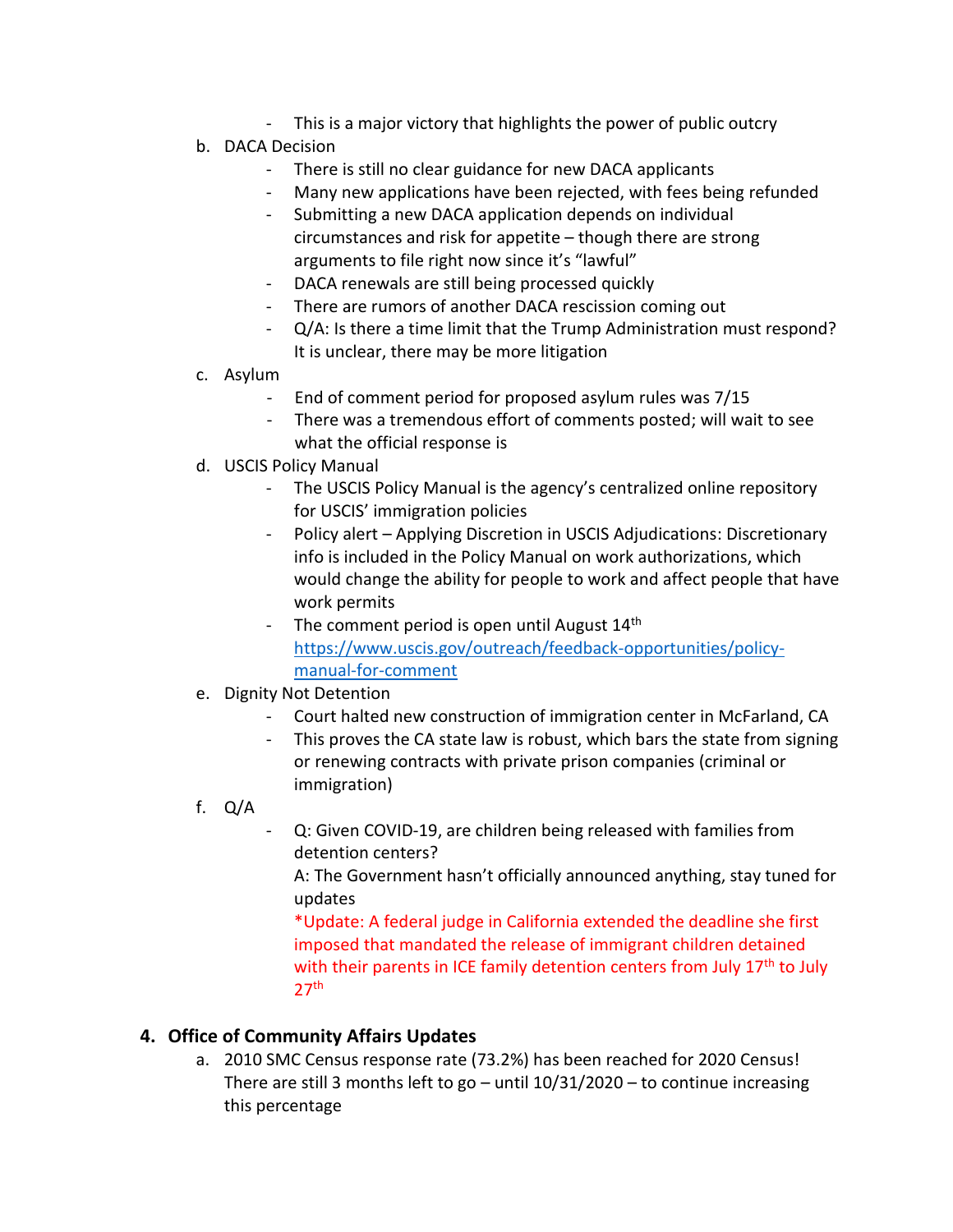- This is a major victory that highlights the power of public outcry

b. DACA Decision
   - There is still no clear guidance for new DACA applicants
   - Many new applications have been rejected, with fees being refunded
   - Submitting a new DACA application depends on individual circumstances and risk for appetite – though there are strong arguments to file right now since it's "lawful"
   - DACA renewals are still being processed quickly
   - There are rumors of another DACA rescission coming out
   - Q/A: Is there a time limit that the Trump Administration must respond? It is unclear, there may be more litigation

c. Asylum
   - End of comment period for proposed asylum rules was 7/15
   - There was a tremendous effort of comments posted; will wait to see what the official response is

d. USCIS Policy Manual
   - The USCIS Policy Manual is the agency's centralized online repository for USCIS' immigration policies
   - Policy alert – Applying Discretion in USCIS Adjudications: Discretionary info is included in the Policy Manual on work authorizations, which would change the ability for people to work and affect people that have work permits
   - The comment period is open until August 14th [https://www.uscis.gov/outreach/feedback-opportunities/policy-manual-for-comment](https://www.uscis.gov/outreach/feedback-opportunities/policy-manual-for-comment)

e. Dignity Not Detention
   - Court halted new construction of immigration center in McFarland, CA
   - This proves the CA state law is robust, which bars the state from signing or renewing contracts with private prison companies (criminal or immigration)

f. Q/A
   - Q: Given COVID-19, are children being released with families from detention centers?
     A: The Government hasn't officially announced anything, stay tuned for updates
     *Update: A federal judge in California extended the deadline she first imposed that mandated the release of immigrant children detained with their parents in ICE family detention centers from July 17th to July 27th

## 4. Office of Community Affairs Updates

a. 2010 SMC Census response rate (73.2%) has been reached for 2020 Census! There are still 3 months left to go – until 10/31/2020 – to continue increasing this percentage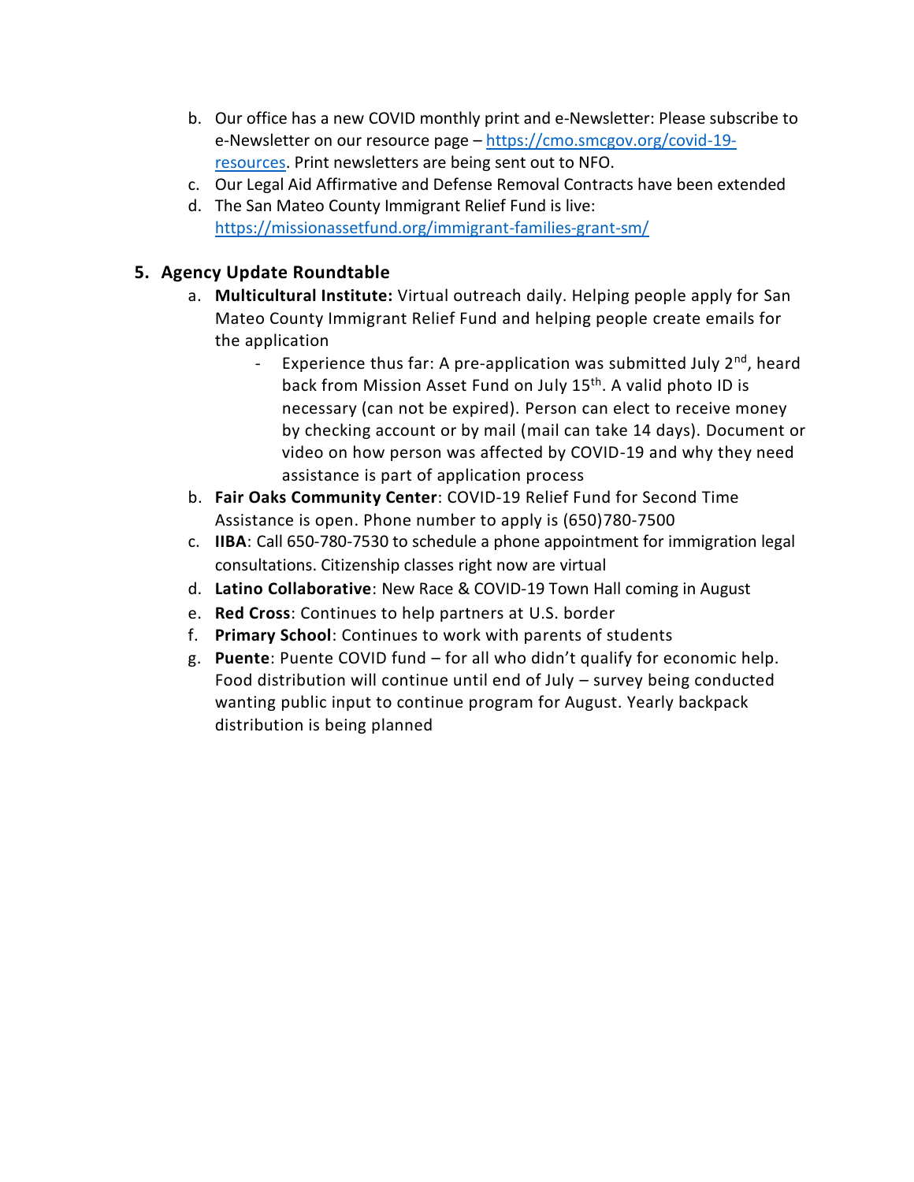b. Our office has a new COVID monthly print and e-Newsletter: Please subscribe to e-Newsletter on our resource page – [https://cmo.smcgov.org/covid-19-resources](https://cmo.smcgov.org/covid-19-resources). Print newsletters are being sent out to NFO.

c. Our Legal Aid Affirmative and Defense Removal Contracts have been extended

d. The San Mateo County Immigrant Relief Fund is live: [https://missionassetfund.org/immigrant-families-grant-sm/](https://missionassetfund.org/immigrant-families-grant-sm/)

## 5. Agency Update Roundtable

a. **Multicultural Institute:** Virtual outreach daily. Helping people apply for San Mateo County Immigrant Relief Fund and helping people create emails for the application
   - Experience thus far: A pre-application was submitted July 2nd, heard back from Mission Asset Fund on July 15th. A valid photo ID is necessary (can not be expired). Person can elect to receive money by checking account or by mail (mail can take 14 days). Document or video on how person was affected by COVID-19 and why they need assistance is part of application process

b. **Fair Oaks Community Center**: COVID-19 Relief Fund for Second Time Assistance is open. Phone number to apply is (650)780-7500

c. **IIBA**: Call 650-780-7530 to schedule a phone appointment for immigration legal consultations. Citizenship classes right now are virtual

d. **Latino Collaborative**: New Race & COVID-19 Town Hall coming in August

e. **Red Cross**: Continues to help partners at U.S. border

f. **Primary School**: Continues to work with parents of students

g. **Puente**: Puente COVID fund – for all who didn't qualify for economic help. Food distribution will continue until end of July – survey being conducted wanting public input to continue program for August. Yearly backpack distribution is being planned